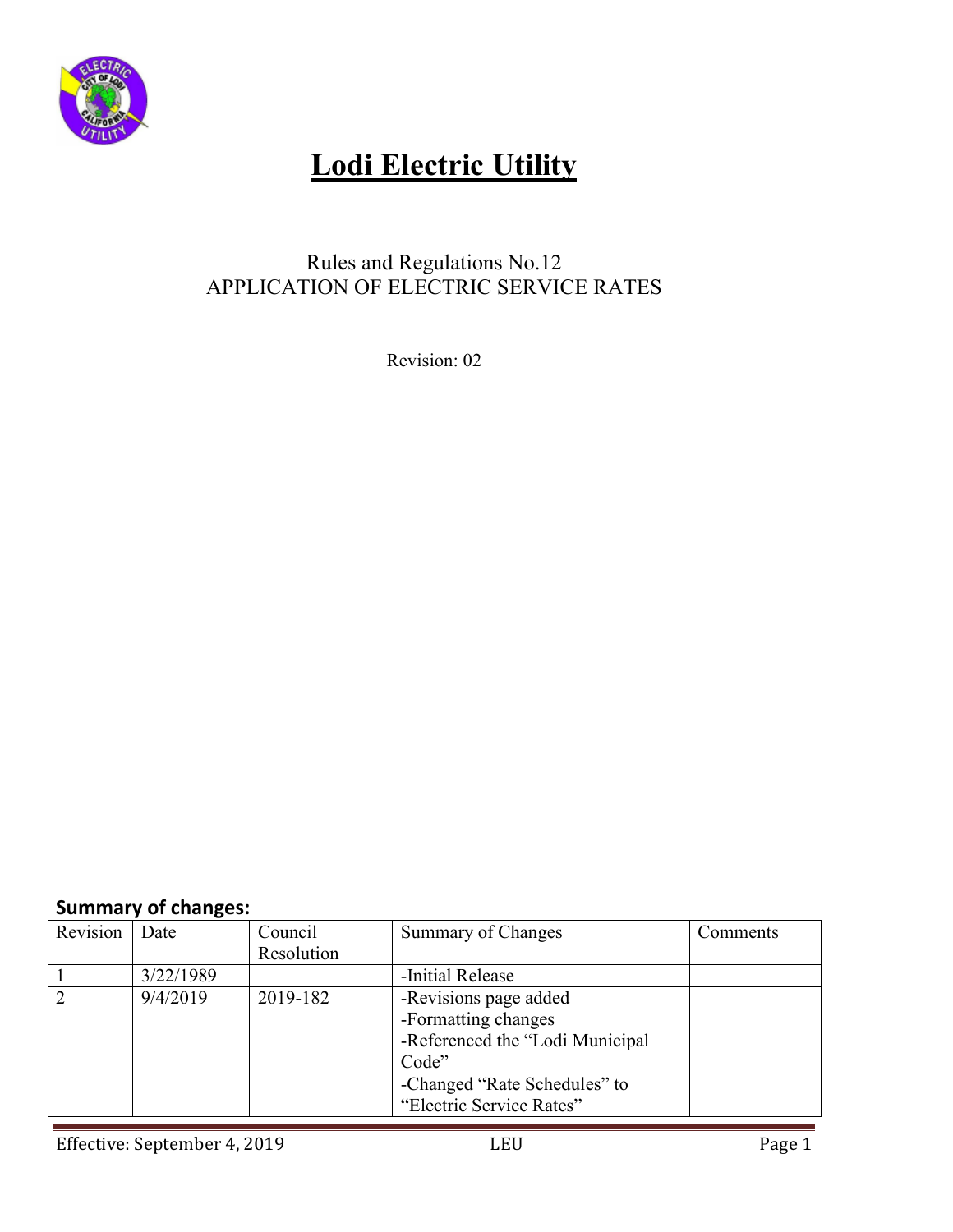# Lodi Electric Utility

Rules and Regulations No.12
APPLICATION OF ELECTRIC SERVICE RATES

Revision: 02

**Summary of changes:**

| Revision | Date | Council Resolution | Summary of Changes | Comments |
|---|---|---|---|---|
| 1 | 3/22/1989 | | -Initial Release | |
| 2 | 9/4/2019 | 2019-182 | -Revisions page added<br>-Formatting changes<br>-Referenced the "Lodi Municipal Code"<br>-Changed "Rate Schedules" to "Electric Service Rates" | |

Effective: September 4, 2019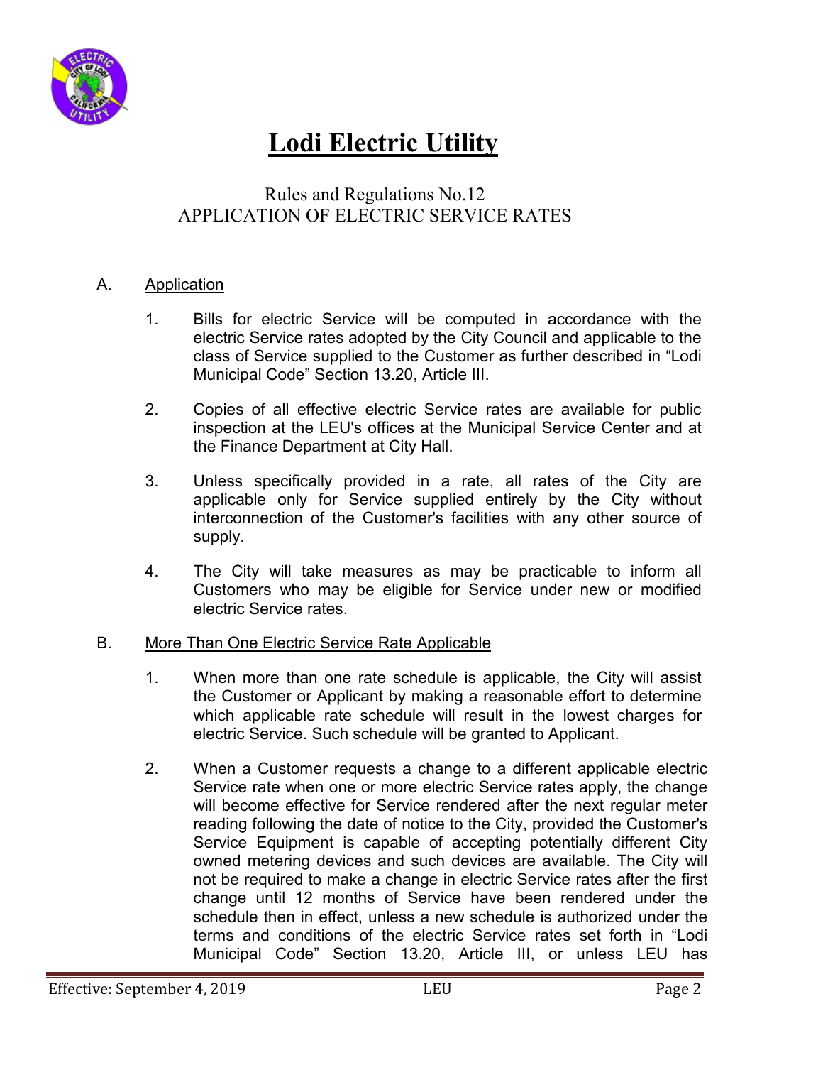# Lodi Electric Utility

Rules and Regulations No.12
APPLICATION OF ELECTRIC SERVICE RATES

A. Application

1. Bills for electric Service will be computed in accordance with the electric Service rates adopted by the City Council and applicable to the class of Service supplied to the Customer as further described in "Lodi Municipal Code" Section 13.20, Article III.

2. Copies of all effective electric Service rates are available for public inspection at the LEU's offices at the Municipal Service Center and at the Finance Department at City Hall.

3. Unless specifically provided in a rate, all rates of the City are applicable only for Service supplied entirely by the City without interconnection of the Customer's facilities with any other source of supply.

4. The City will take measures as may be practicable to inform all Customers who may be eligible for Service under new or modified electric Service rates.

B. More Than One Electric Service Rate Applicable

1. When more than one rate schedule is applicable, the City will assist the Customer or Applicant by making a reasonable effort to determine which applicable rate schedule will result in the lowest charges for electric Service. Such schedule will be granted to Applicant.

2. When a Customer requests a change to a different applicable electric Service rate when one or more electric Service rates apply, the change will become effective for Service rendered after the next regular meter reading following the date of notice to the City, provided the Customer's Service Equipment is capable of accepting potentially different City owned metering devices and such devices are available. The City will not be required to make a change in electric Service rates after the first change until 12 months of Service have been rendered under the schedule then in effect, unless a new schedule is authorized under the terms and conditions of the electric Service rates set forth in "Lodi Municipal Code" Section 13.20, Article III, or unless LEU has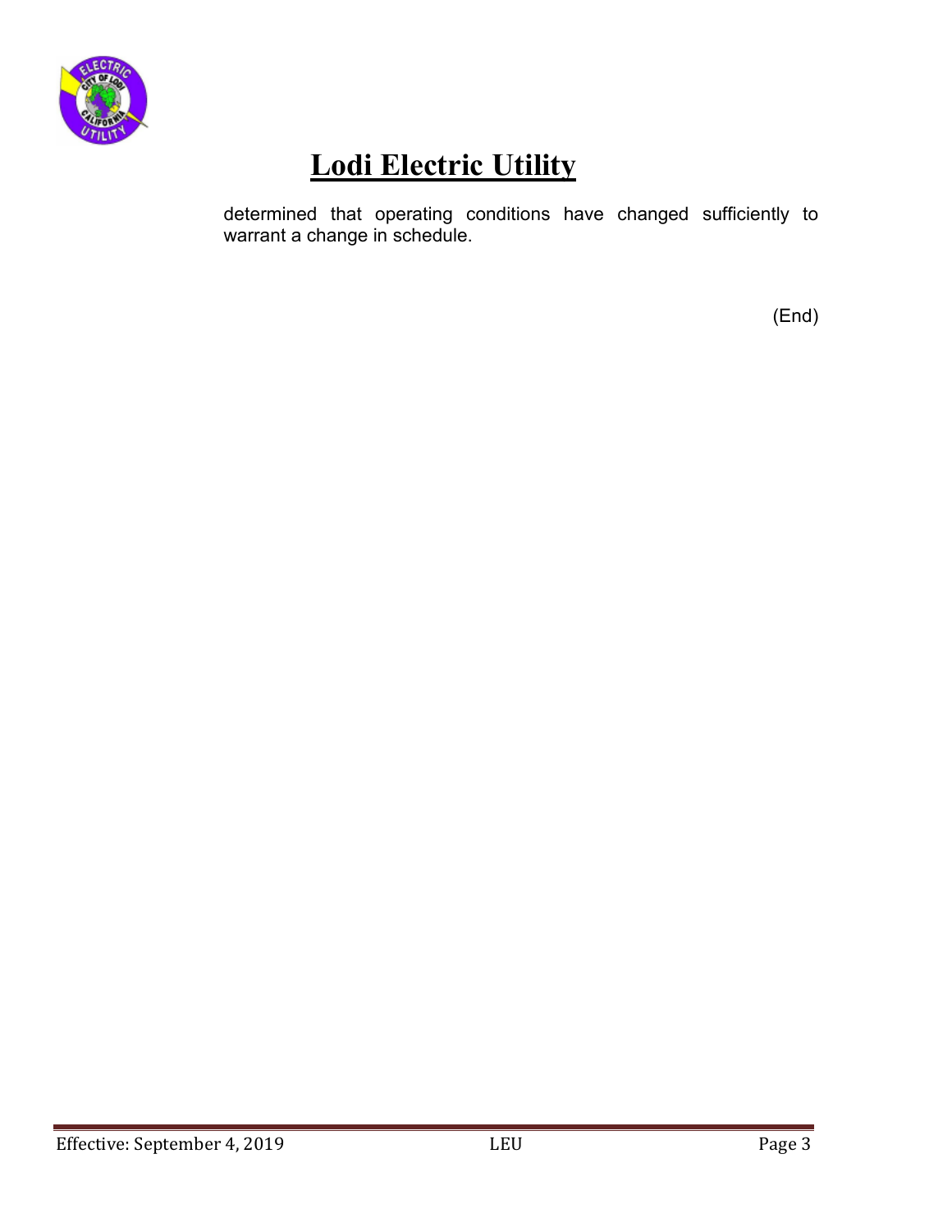# Lodi Electric Utility

determined that operating conditions have changed sufficiently to warrant a change in schedule.

(End)